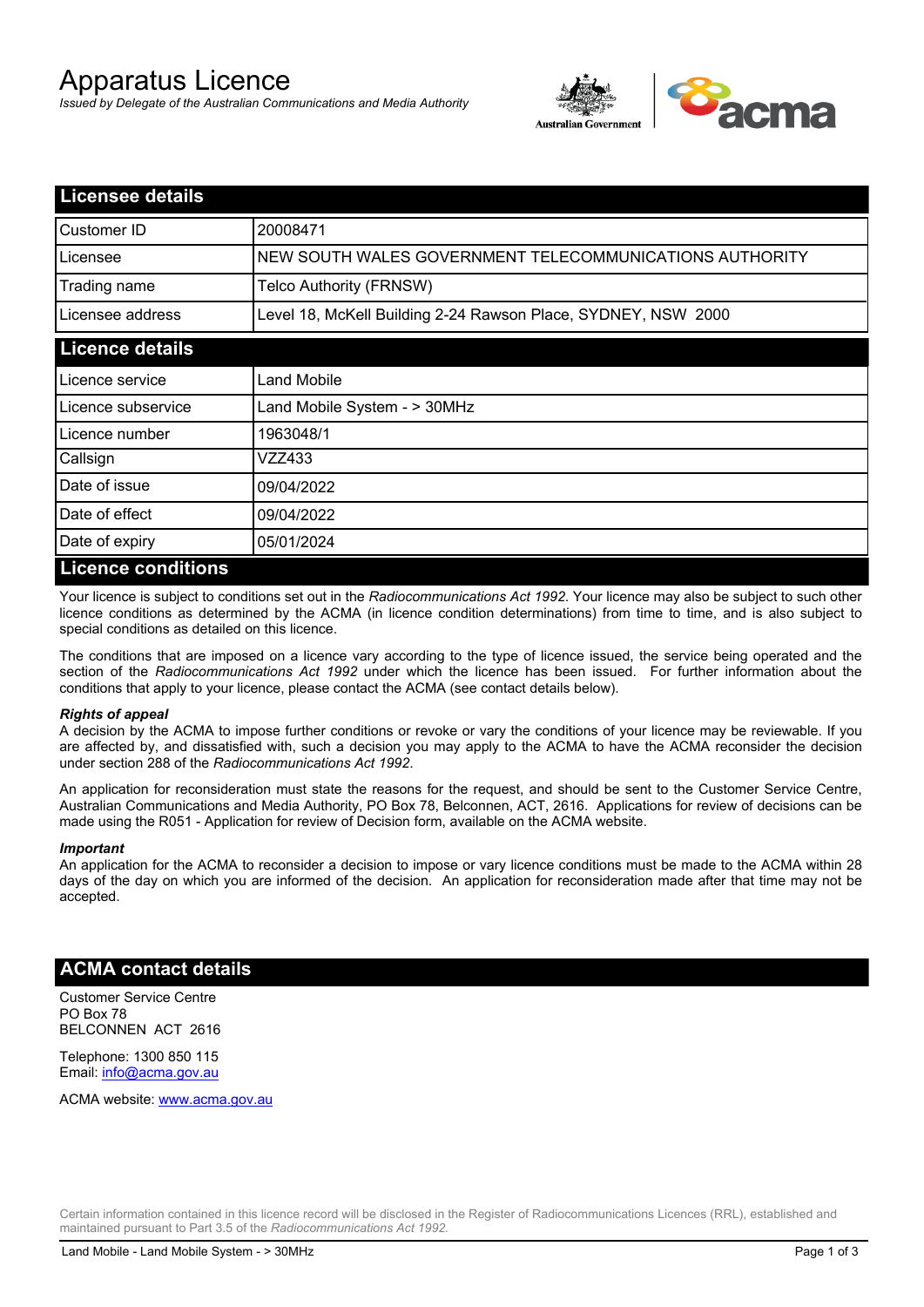# Apparatus Licence

*Issued by Delegate of the Australian Communications and Media Authority*

## Licensee details

| | |
|---|---|
| Customer ID | 20008471 |
| Licensee | NEW SOUTH WALES GOVERNMENT TELECOMMUNICATIONS AUTHORITY |
| Trading name | Telco Authority (FRNSW) |
| Licensee address | Level 18, McKell Building 2-24 Rawson Place, SYDNEY, NSW 2000 |

## Licence details

| | |
|---|---|
| Licence service | Land Mobile |
| Licence subservice | Land Mobile System - > 30MHz |
| Licence number | 1963048/1 |
| Callsign | VZZ433 |
| Date of issue | 09/04/2022 |
| Date of effect | 09/04/2022 |
| Date of expiry | 05/01/2024 |

## Licence conditions

Your licence is subject to conditions set out in the *Radiocommunications Act 1992*. Your licence may also be subject to such other licence conditions as determined by the ACMA (in licence condition determinations) from time to time, and is also subject to special conditions as detailed on this licence.

The conditions that are imposed on a licence vary according to the type of licence issued, the service being operated and the section of the *Radiocommunications Act 1992* under which the licence has been issued. For further information about the conditions that apply to your licence, please contact the ACMA (see contact details below).

***Rights of appeal***

A decision by the ACMA to impose further conditions or revoke or vary the conditions of your licence may be reviewable. If you are affected by, and dissatisfied with, such a decision you may apply to the ACMA to have the ACMA reconsider the decision under section 288 of the *Radiocommunications Act 1992*.

An application for reconsideration must state the reasons for the request, and should be sent to the Customer Service Centre, Australian Communications and Media Authority, PO Box 78, Belconnen, ACT, 2616. Applications for review of decisions can be made using the R051 - Application for review of Decision form, available on the ACMA website.

***Important***

An application for the ACMA to reconsider a decision to impose or vary licence conditions must be made to the ACMA within 28 days of the day on which you are informed of the decision. An application for reconsideration made after that time may not be accepted.

## ACMA contact details

Customer Service Centre
PO Box 78
BELCONNEN ACT 2616

Telephone: 1300 850 115
Email: info@acma.gov.au

ACMA website: www.acma.gov.au

Certain information contained in this licence record will be disclosed in the Register of Radiocommunications Licences (RRL), established and maintained pursuant to Part 3.5 of the *Radiocommunications Act 1992.*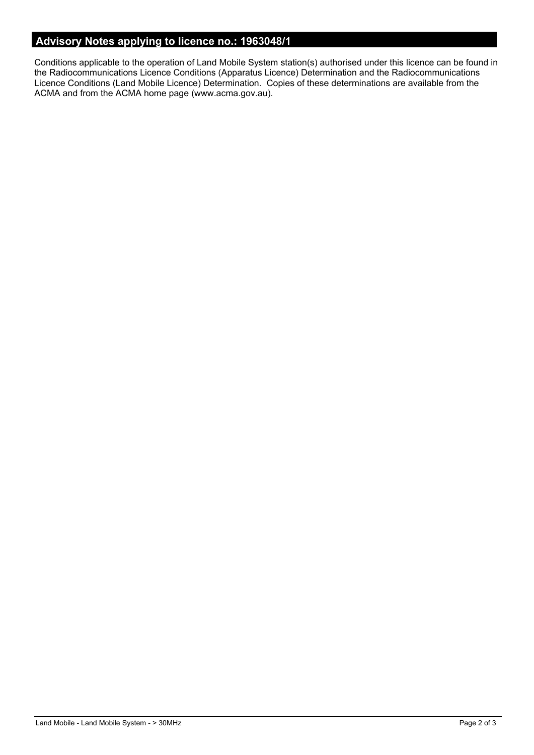## Advisory Notes applying to licence no.: 1963048/1

Conditions applicable to the operation of Land Mobile System station(s) authorised under this licence can be found in the Radiocommunications Licence Conditions (Apparatus Licence) Determination and the Radiocommunications Licence Conditions (Land Mobile Licence) Determination. Copies of these determinations are available from the ACMA and from the ACMA home page (www.acma.gov.au).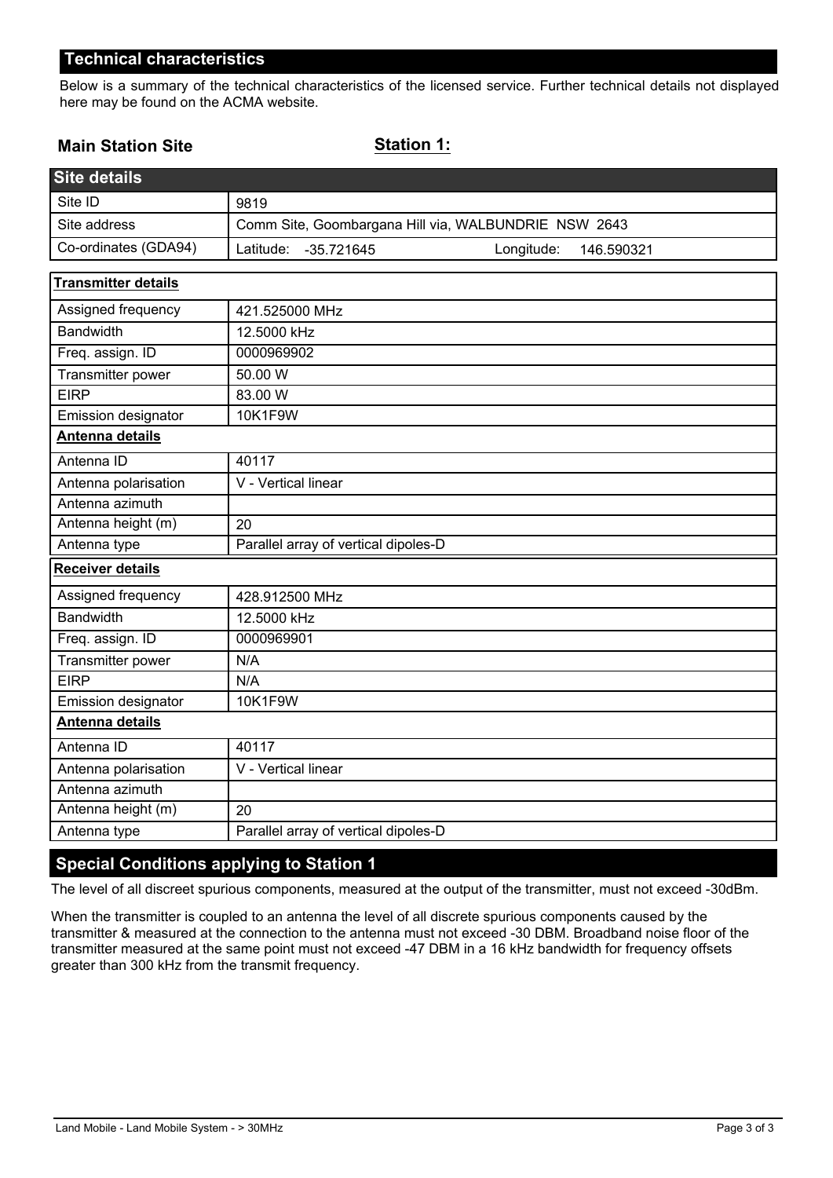## Technical characteristics

Below is a summary of the technical characteristics of the licensed service. Further technical details not displayed here may be found on the ACMA website.

**Main Station Site** **Station 1:**

| Site details | |
|---|---|
| Site ID | 9819 |
| Site address | Comm Site, Goombargana Hill via, WALBUNDRIE NSW 2643 |
| Co-ordinates (GDA94) | Latitude: -35.721645 Longitude: 146.590321 |

| Transmitter details | |
|---|---|
| Assigned frequency | 421.525000 MHz |
| Bandwidth | 12.5000 kHz |
| Freq. assign. ID | 0000969902 |
| Transmitter power | 50.00 W |
| EIRP | 83.00 W |
| Emission designator | 10K1F9W |
| **Antenna details** | |
| Antenna ID | 40117 |
| Antenna polarisation | V - Vertical linear |
| Antenna azimuth | |
| Antenna height (m) | 20 |
| Antenna type | Parallel array of vertical dipoles-D |

| Receiver details | |
|---|---|
| Assigned frequency | 428.912500 MHz |
| Bandwidth | 12.5000 kHz |
| Freq. assign. ID | 0000969901 |
| Transmitter power | N/A |
| EIRP | N/A |
| Emission designator | 10K1F9W |
| **Antenna details** | |
| Antenna ID | 40117 |
| Antenna polarisation | V - Vertical linear |
| Antenna azimuth | |
| Antenna height (m) | 20 |
| Antenna type | Parallel array of vertical dipoles-D |

## Special Conditions applying to Station 1

The level of all discreet spurious components, measured at the output of the transmitter, must not exceed -30dBm.

When the transmitter is coupled to an antenna the level of all discrete spurious components caused by the transmitter & measured at the connection to the antenna must not exceed -30 DBM. Broadband noise floor of the transmitter measured at the same point must not exceed -47 DBM in a 16 kHz bandwidth for frequency offsets greater than 300 kHz from the transmit frequency.